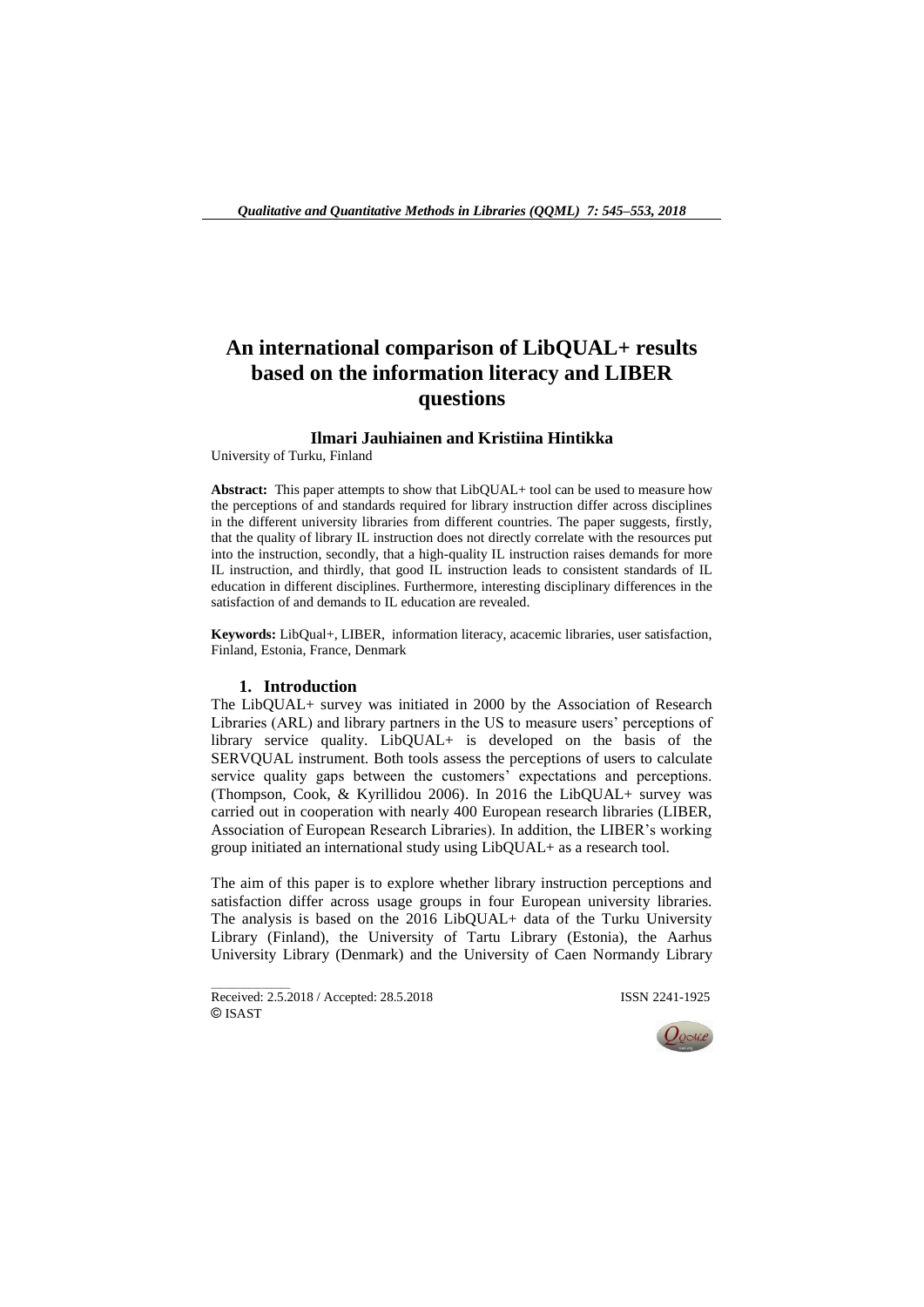# An international comparison of LibQUAL+ results based on the information literacy and LIBER questions

**Ilmari Jauhiainen and Kristiina Hintikka**

University of Turku, Finland

**Abstract:** This paper attempts to show that LibQUAL+ tool can be used to measure how the perceptions of and standards required for library instruction differ across disciplines in the different university libraries from different countries. The paper suggests, firstly, that the quality of library IL instruction does not directly correlate with the resources put into the instruction, secondly, that a high-quality IL instruction raises demands for more IL instruction, and thirdly, that good IL instruction leads to consistent standards of IL education in different disciplines. Furthermore, interesting disciplinary differences in the satisfaction of and demands to IL education are revealed.

**Keywords:** LibQual+, LIBER, information literacy, acacemic libraries, user satisfaction, Finland, Estonia, France, Denmark

## 1. Introduction

The LibQUAL+ survey was initiated in 2000 by the Association of Research Libraries (ARL) and library partners in the US to measure users' perceptions of library service quality. LibQUAL+ is developed on the basis of the SERVQUAL instrument. Both tools assess the perceptions of users to calculate service quality gaps between the customers' expectations and perceptions. (Thompson, Cook, & Kyrillidou 2006). In 2016 the LibQUAL+ survey was carried out in cooperation with nearly 400 European research libraries (LIBER, Association of European Research Libraries). In addition, the LIBER's working group initiated an international study using LibQUAL+ as a research tool.

The aim of this paper is to explore whether library instruction perceptions and satisfaction differ across usage groups in four European university libraries. The analysis is based on the 2016 LibQUAL+ data of the Turku University Library (Finland), the University of Tartu Library (Estonia), the Aarhus University Library (Denmark) and the University of Caen Normandy Library

Received: 2.5.2018 / Accepted: 28.5.2018

ISSN 2241-1925

© ISAST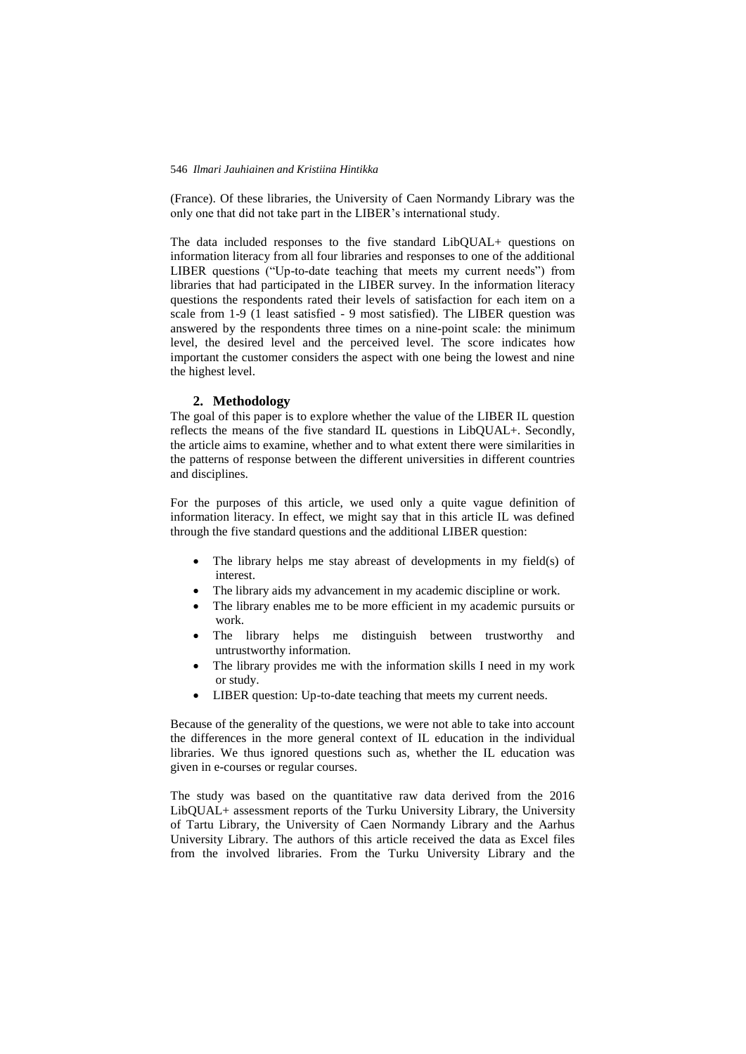(France). Of these libraries, the University of Caen Normandy Library was the only one that did not take part in the LIBER's international study.

The data included responses to the five standard LibQUAL+ questions on information literacy from all four libraries and responses to one of the additional LIBER questions ("Up-to-date teaching that meets my current needs") from libraries that had participated in the LIBER survey. In the information literacy questions the respondents rated their levels of satisfaction for each item on a scale from 1-9 (1 least satisfied - 9 most satisfied). The LIBER question was answered by the respondents three times on a nine-point scale: the minimum level, the desired level and the perceived level. The score indicates how important the customer considers the aspect with one being the lowest and nine the highest level.

## 2. Methodology

The goal of this paper is to explore whether the value of the LIBER IL question reflects the means of the five standard IL questions in LibQUAL+. Secondly, the article aims to examine, whether and to what extent there were similarities in the patterns of response between the different universities in different countries and disciplines.

For the purposes of this article, we used only a quite vague definition of information literacy. In effect, we might say that in this article IL was defined through the five standard questions and the additional LIBER question:

- The library helps me stay abreast of developments in my field(s) of interest.
- The library aids my advancement in my academic discipline or work.
- The library enables me to be more efficient in my academic pursuits or work.
- The library helps me distinguish between trustworthy and untrustworthy information.
- The library provides me with the information skills I need in my work or study.
- LIBER question: Up-to-date teaching that meets my current needs.

Because of the generality of the questions, we were not able to take into account the differences in the more general context of IL education in the individual libraries. We thus ignored questions such as, whether the IL education was given in e-courses or regular courses.

The study was based on the quantitative raw data derived from the 2016 LibQUAL+ assessment reports of the Turku University Library, the University of Tartu Library, the University of Caen Normandy Library and the Aarhus University Library. The authors of this article received the data as Excel files from the involved libraries. From the Turku University Library and the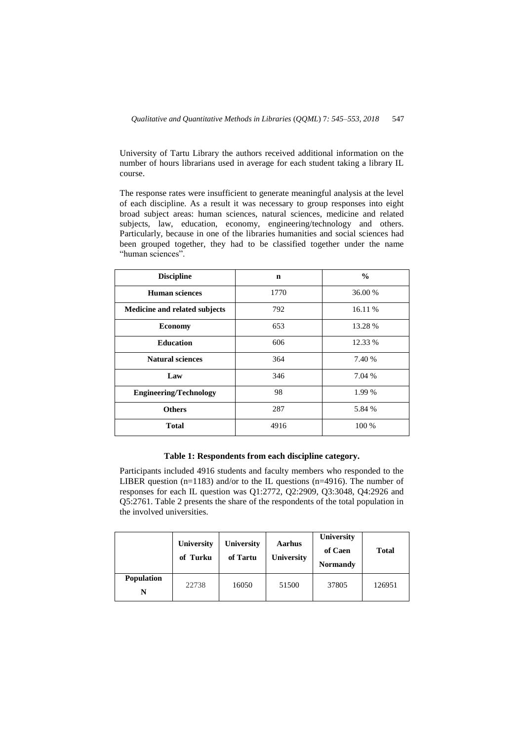University of Tartu Library the authors received additional information on the number of hours librarians used in average for each student taking a library IL course.

The response rates were insufficient to generate meaningful analysis at the level of each discipline. As a result it was necessary to group responses into eight broad subject areas: human sciences, natural sciences, medicine and related subjects, law, education, economy, engineering/technology and others. Particularly, because in one of the libraries humanities and social sciences had been grouped together, they had to be classified together under the name "human sciences".

| Discipline | n | % |
|---|---|---|
| **Human sciences** | 1770 | 36.00 % |
| **Medicine and related subjects** | 792 | 16.11 % |
| **Economy** | 653 | 13.28 % |
| **Education** | 606 | 12.33 % |
| **Natural sciences** | 364 | 7.40 % |
| **Law** | 346 | 7.04 % |
| **Engineering/Technology** | 98 | 1.99 % |
| **Others** | 287 | 5.84 % |
| **Total** | 4916 | 100 % |

**Table 1: Respondents from each discipline category.**

Participants included 4916 students and faculty members who responded to the LIBER question (n=1183) and/or to the IL questions (n=4916). The number of responses for each IL question was Q1:2772, Q2:2909, Q3:3048, Q4:2926 and Q5:2761. Table 2 presents the share of the respondents of the total population in the involved universities.

| | University of Turku | University of Tartu | Aarhus University | University of Caen Normandy | Total |
|---|---|---|---|---|---|
| **Population N** | 22738 | 16050 | 51500 | 37805 | 126951 |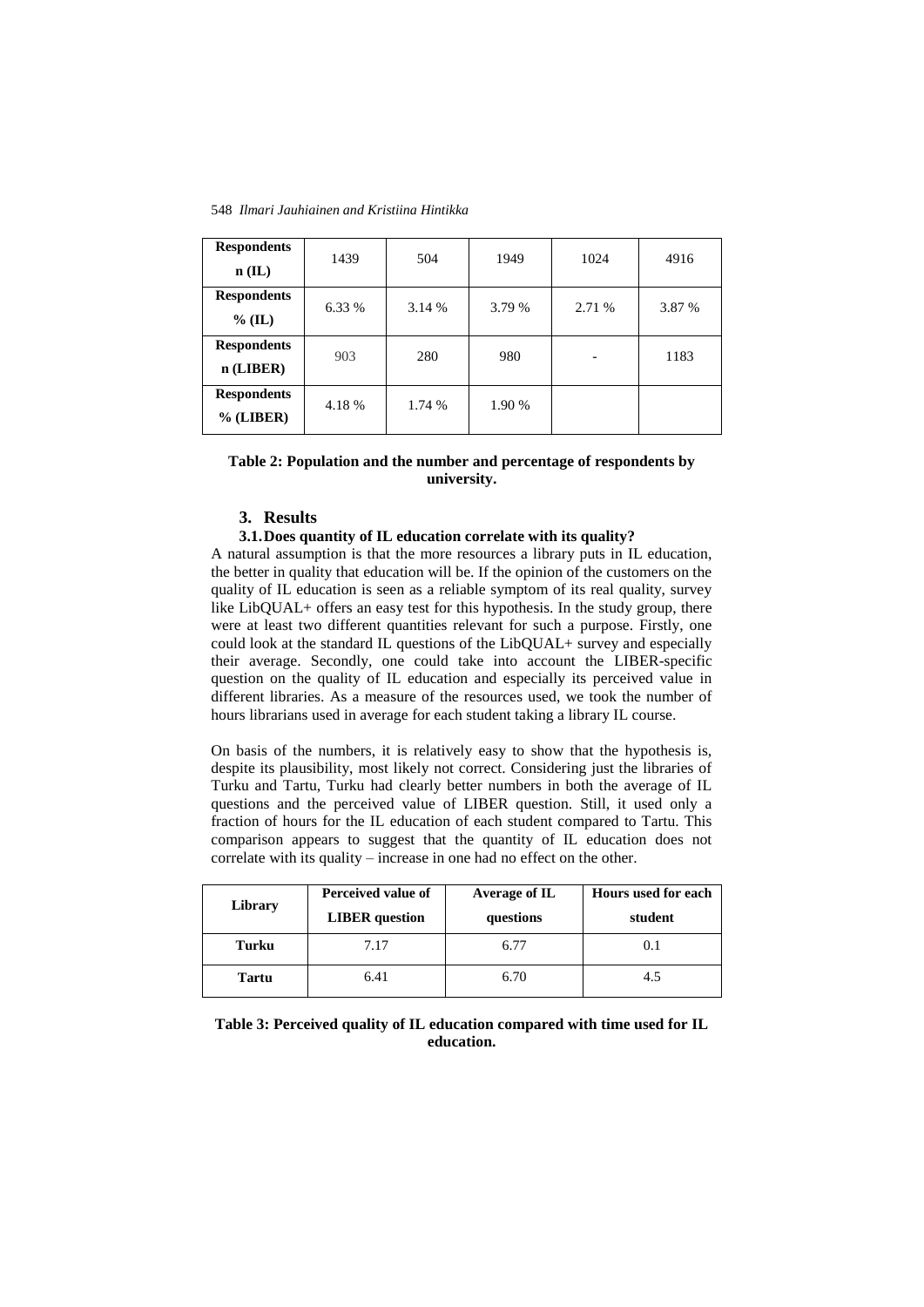| **Respondents n (IL)** | 1439 | 504 | 1949 | 1024 | 4916 |
|---|---|---|---|---|---|
| **Respondents % (IL)** | 6.33 % | 3.14 % | 3.79 % | 2.71 % | 3.87 % |
| **Respondents n (LIBER)** | 903 | 280 | 980 | - | 1183 |
| **Respondents % (LIBER)** | 4.18 % | 1.74 % | 1.90 % | | |

**Table 2: Population and the number and percentage of respondents by university.**

## 3. Results

### 3.1. Does quantity of IL education correlate with its quality?

A natural assumption is that the more resources a library puts in IL education, the better in quality that education will be. If the opinion of the customers on the quality of IL education is seen as a reliable symptom of its real quality, survey like LibQUAL+ offers an easy test for this hypothesis. In the study group, there were at least two different quantities relevant for such a purpose. Firstly, one could look at the standard IL questions of the LibQUAL+ survey and especially their average. Secondly, one could take into account the LIBER-specific question on the quality of IL education and especially its perceived value in different libraries. As a measure of the resources used, we took the number of hours librarians used in average for each student taking a library IL course.

On basis of the numbers, it is relatively easy to show that the hypothesis is, despite its plausibility, most likely not correct. Considering just the libraries of Turku and Tartu, Turku had clearly better numbers in both the average of IL questions and the perceived value of LIBER question. Still, it used only a fraction of hours for the IL education of each student compared to Tartu. This comparison appears to suggest that the quantity of IL education does not correlate with its quality – increase in one had no effect on the other.

| Library | Perceived value of LIBER question | Average of IL questions | Hours used for each student |
|---|---|---|---|
| **Turku** | 7.17 | 6.77 | 0.1 |
| **Tartu** | 6.41 | 6.70 | 4.5 |

**Table 3: Perceived quality of IL education compared with time used for IL education.**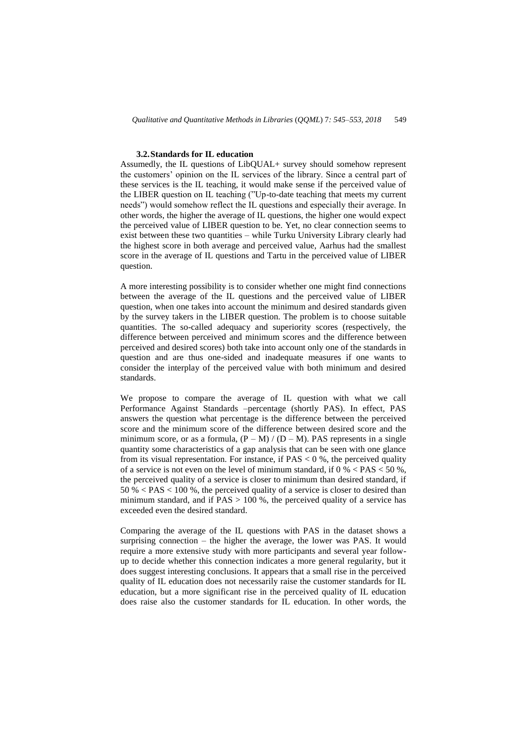### 3.2. Standards for IL education

Assumedly, the IL questions of LibQUAL+ survey should somehow represent the customers' opinion on the IL services of the library. Since a central part of these services is the IL teaching, it would make sense if the perceived value of the LIBER question on IL teaching ("Up-to-date teaching that meets my current needs") would somehow reflect the IL questions and especially their average. In other words, the higher the average of IL questions, the higher one would expect the perceived value of LIBER question to be. Yet, no clear connection seems to exist between these two quantities – while Turku University Library clearly had the highest score in both average and perceived value, Aarhus had the smallest score in the average of IL questions and Tartu in the perceived value of LIBER question.

A more interesting possibility is to consider whether one might find connections between the average of the IL questions and the perceived value of LIBER question, when one takes into account the minimum and desired standards given by the survey takers in the LIBER question. The problem is to choose suitable quantities. The so-called adequacy and superiority scores (respectively, the difference between perceived and minimum scores and the difference between perceived and desired scores) both take into account only one of the standards in question and are thus one-sided and inadequate measures if one wants to consider the interplay of the perceived value with both minimum and desired standards.

We propose to compare the average of IL question with what we call Performance Against Standards –percentage (shortly PAS). In effect, PAS answers the question what percentage is the difference between the perceived score and the minimum score of the difference between desired score and the minimum score, or as a formula, $(P - M) / (D - M)$. PAS represents in a single quantity some characteristics of a gap analysis that can be seen with one glance from its visual representation. For instance, if $PAS < 0\ \%$, the perceived quality of a service is not even on the level of minimum standard, if $0\ \% < PAS < 50\ \%$, the perceived quality of a service is closer to minimum than desired standard, if $50\ \% < PAS < 100\ \%$, the perceived quality of a service is closer to desired than minimum standard, and if $PAS > 100\ \%$, the perceived quality of a service has exceeded even the desired standard.

Comparing the average of the IL questions with PAS in the dataset shows a surprising connection – the higher the average, the lower was PAS. It would require a more extensive study with more participants and several year follow-up to decide whether this connection indicates a more general regularity, but it does suggest interesting conclusions. It appears that a small rise in the perceived quality of IL education does not necessarily raise the customer standards for IL education, but a more significant rise in the perceived quality of IL education does raise also the customer standards for IL education. In other words, the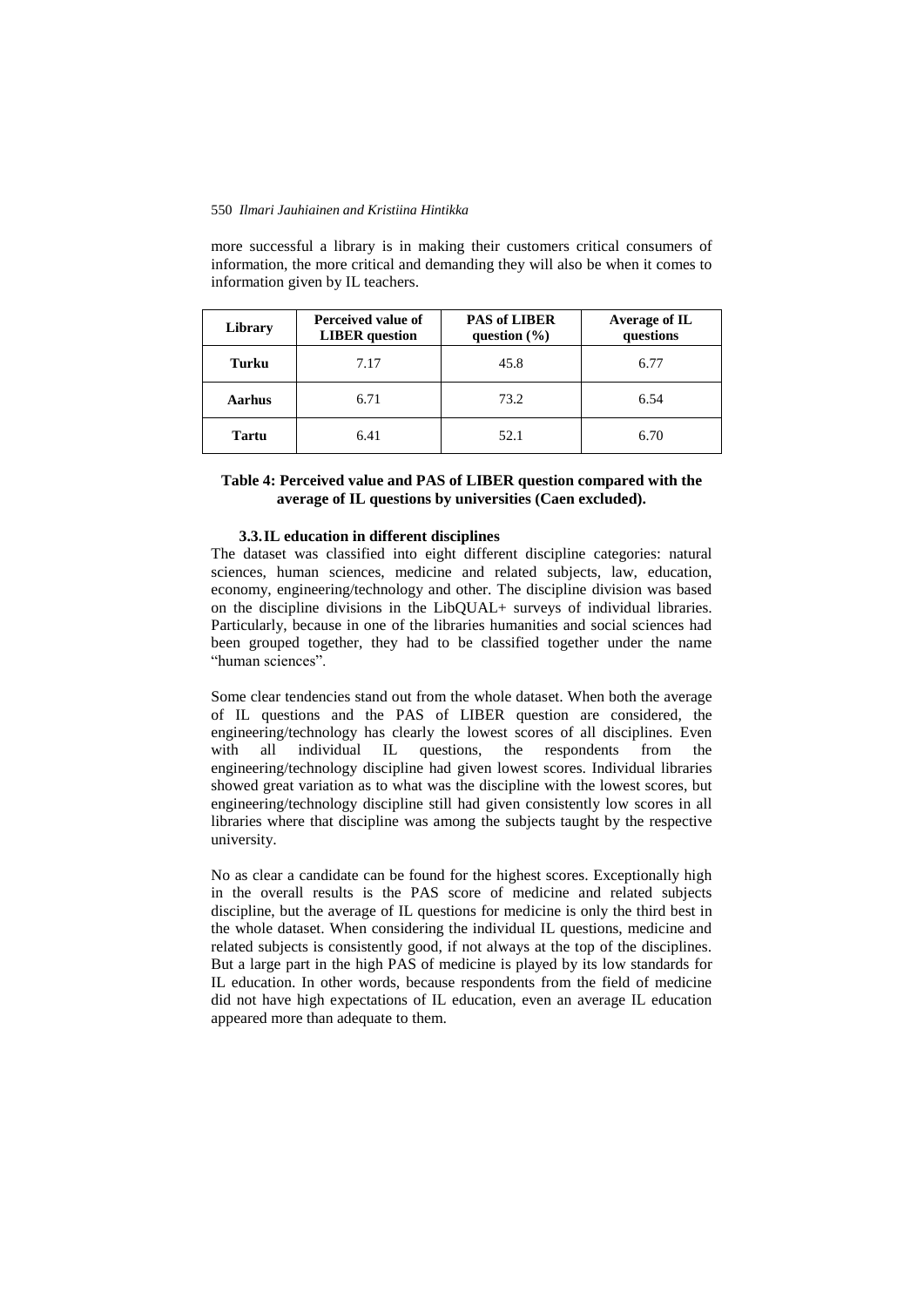more successful a library is in making their customers critical consumers of information, the more critical and demanding they will also be when it comes to information given by IL teachers.

| Library | Perceived value of LIBER question | PAS of LIBER question (%) | Average of IL questions |
|---|---|---|---|
| **Turku** | 7.17 | 45.8 | 6.77 |
| **Aarhus** | 6.71 | 73.2 | 6.54 |
| **Tartu** | 6.41 | 52.1 | 6.70 |

**Table 4: Perceived value and PAS of LIBER question compared with the average of IL questions by universities (Caen excluded).**

### 3.3. IL education in different disciplines

The dataset was classified into eight different discipline categories: natural sciences, human sciences, medicine and related subjects, law, education, economy, engineering/technology and other. The discipline division was based on the discipline divisions in the LibQUAL+ surveys of individual libraries. Particularly, because in one of the libraries humanities and social sciences had been grouped together, they had to be classified together under the name "human sciences".

Some clear tendencies stand out from the whole dataset. When both the average of IL questions and the PAS of LIBER question are considered, the engineering/technology has clearly the lowest scores of all disciplines. Even with all individual IL questions, the respondents from the engineering/technology discipline had given lowest scores. Individual libraries showed great variation as to what was the discipline with the lowest scores, but engineering/technology discipline still had given consistently low scores in all libraries where that discipline was among the subjects taught by the respective university.

No as clear a candidate can be found for the highest scores. Exceptionally high in the overall results is the PAS score of medicine and related subjects discipline, but the average of IL questions for medicine is only the third best in the whole dataset. When considering the individual IL questions, medicine and related subjects is consistently good, if not always at the top of the disciplines. But a large part in the high PAS of medicine is played by its low standards for IL education. In other words, because respondents from the field of medicine did not have high expectations of IL education, even an average IL education appeared more than adequate to them.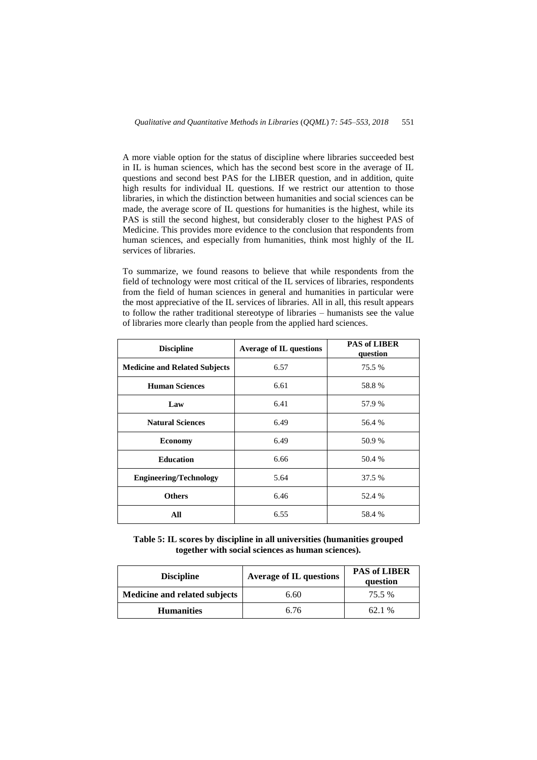A more viable option for the status of discipline where libraries succeeded best in IL is human sciences, which has the second best score in the average of IL questions and second best PAS for the LIBER question, and in addition, quite high results for individual IL questions. If we restrict our attention to those libraries, in which the distinction between humanities and social sciences can be made, the average score of IL questions for humanities is the highest, while its PAS is still the second highest, but considerably closer to the highest PAS of Medicine. This provides more evidence to the conclusion that respondents from human sciences, and especially from humanities, think most highly of the IL services of libraries.

To summarize, we found reasons to believe that while respondents from the field of technology were most critical of the IL services of libraries, respondents from the field of human sciences in general and humanities in particular were the most appreciative of the IL services of libraries. All in all, this result appears to follow the rather traditional stereotype of libraries – humanists see the value of libraries more clearly than people from the applied hard sciences.

| Discipline | Average of IL questions | PAS of LIBER question |
|---|---|---|
| **Medicine and Related Subjects** | 6.57 | 75.5 % |
| **Human Sciences** | 6.61 | 58.8 % |
| **Law** | 6.41 | 57.9 % |
| **Natural Sciences** | 6.49 | 56.4 % |
| **Economy** | 6.49 | 50.9 % |
| **Education** | 6.66 | 50.4 % |
| **Engineering/Technology** | 5.64 | 37.5 % |
| **Others** | 6.46 | 52.4 % |
| **All** | 6.55 | 58.4 % |

**Table 5: IL scores by discipline in all universities (humanities grouped together with social sciences as human sciences).**

| Discipline | Average of IL questions | PAS of LIBER question |
|---|---|---|
| **Medicine and related subjects** | 6.60 | 75.5 % |
| **Humanities** | 6.76 | 62.1 % |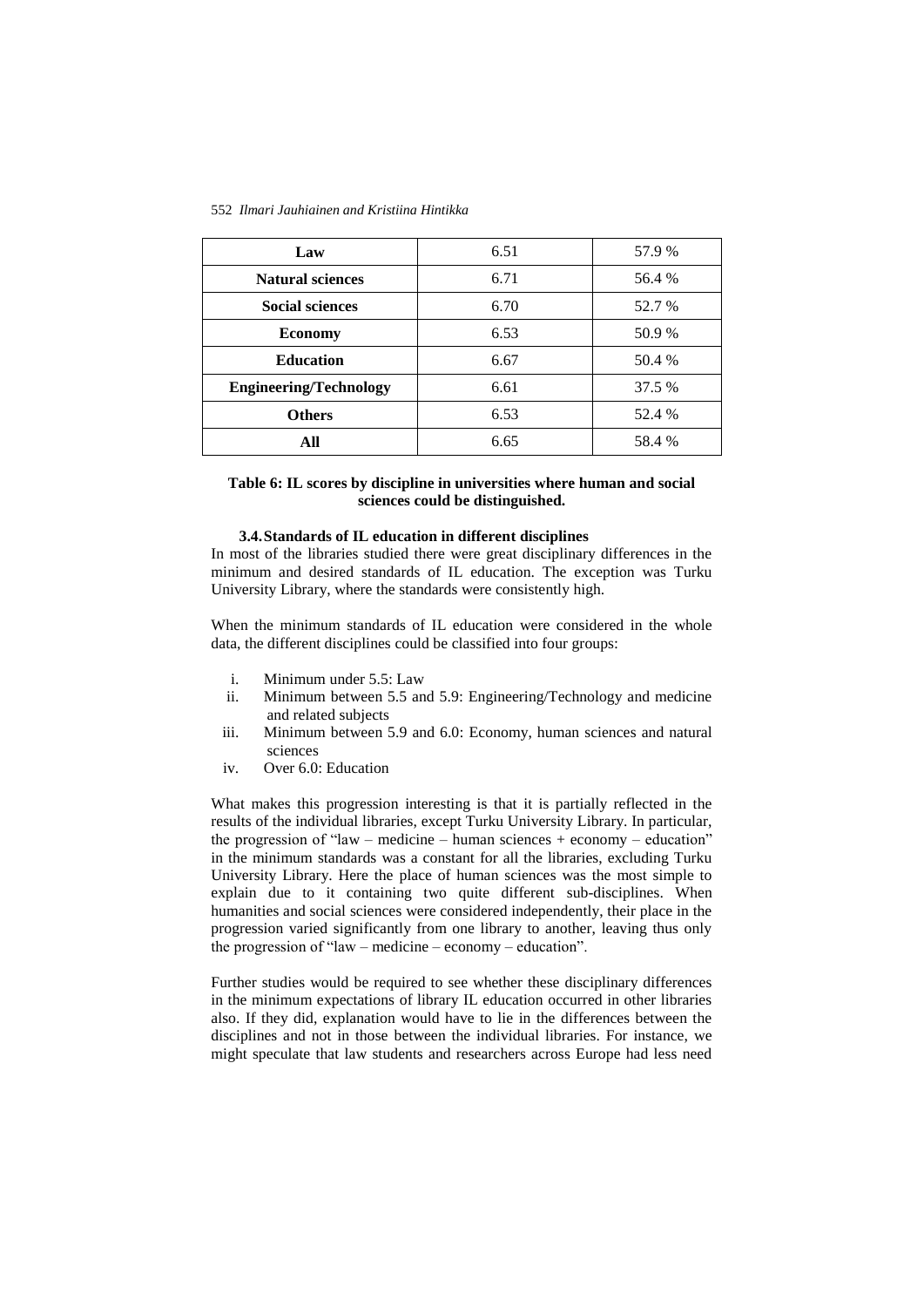| Law | 6.51 | 57.9 % |
|---|---|---|
| **Natural sciences** | 6.71 | 56.4 % |
| **Social sciences** | 6.70 | 52.7 % |
| **Economy** | 6.53 | 50.9 % |
| **Education** | 6.67 | 50.4 % |
| **Engineering/Technology** | 6.61 | 37.5 % |
| **Others** | 6.53 | 52.4 % |
| **All** | 6.65 | 58.4 % |

**Table 6: IL scores by discipline in universities where human and social sciences could be distinguished.**

### 3.4. Standards of IL education in different disciplines

In most of the libraries studied there were great disciplinary differences in the minimum and desired standards of IL education. The exception was Turku University Library, where the standards were consistently high.

When the minimum standards of IL education were considered in the whole data, the different disciplines could be classified into four groups:

i. Minimum under 5.5: Law
ii. Minimum between 5.5 and 5.9: Engineering/Technology and medicine and related subjects
iii. Minimum between 5.9 and 6.0: Economy, human sciences and natural sciences
iv. Over 6.0: Education

What makes this progression interesting is that it is partially reflected in the results of the individual libraries, except Turku University Library. In particular, the progression of "law – medicine – human sciences + economy – education" in the minimum standards was a constant for all the libraries, excluding Turku University Library. Here the place of human sciences was the most simple to explain due to it containing two quite different sub-disciplines. When humanities and social sciences were considered independently, their place in the progression varied significantly from one library to another, leaving thus only the progression of "law – medicine – economy – education".

Further studies would be required to see whether these disciplinary differences in the minimum expectations of library IL education occurred in other libraries also. If they did, explanation would have to lie in the differences between the disciplines and not in those between the individual libraries. For instance, we might speculate that law students and researchers across Europe had less need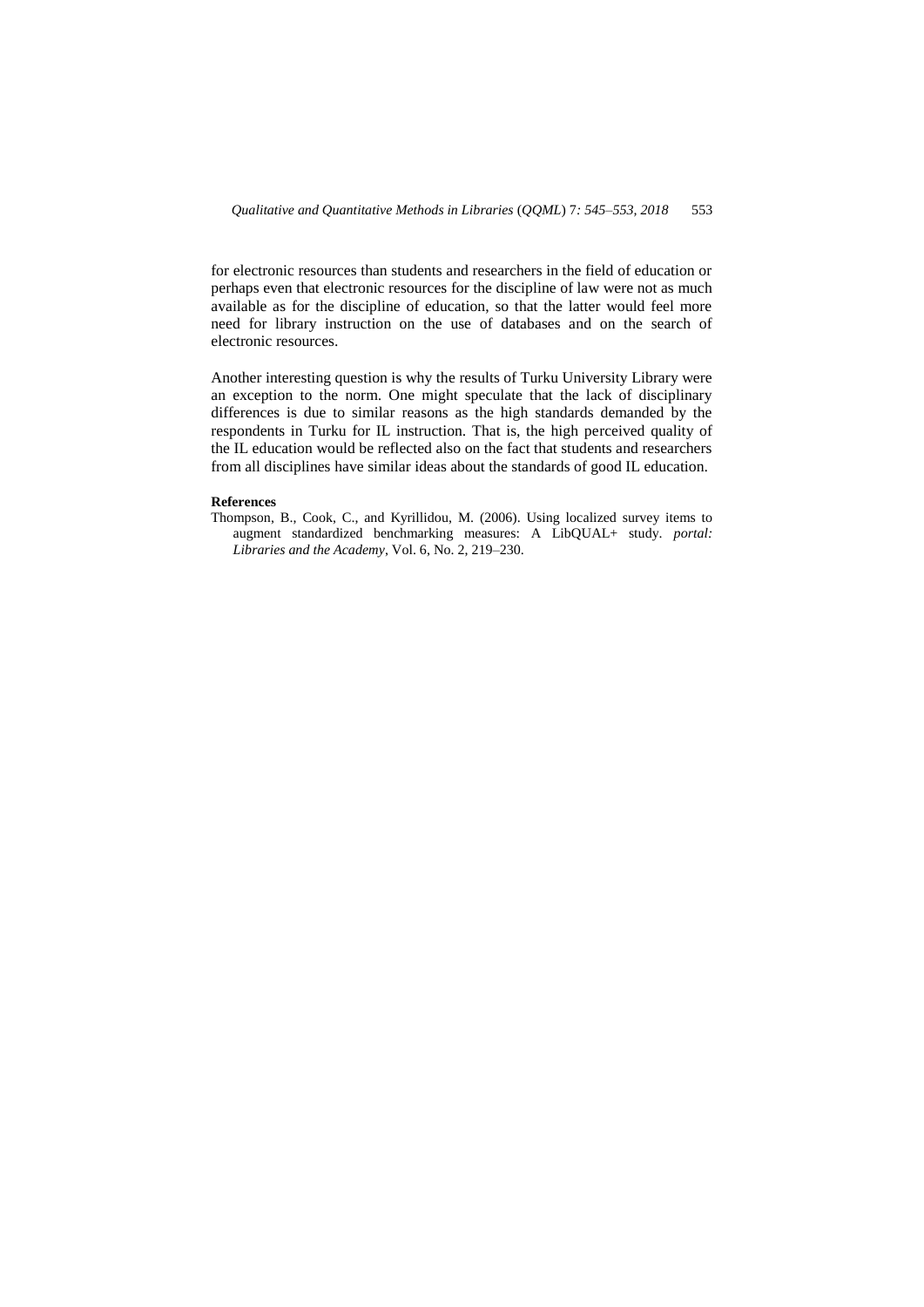for electronic resources than students and researchers in the field of education or perhaps even that electronic resources for the discipline of law were not as much available as for the discipline of education, so that the latter would feel more need for library instruction on the use of databases and on the search of electronic resources.

Another interesting question is why the results of Turku University Library were an exception to the norm. One might speculate that the lack of disciplinary differences is due to similar reasons as the high standards demanded by the respondents in Turku for IL instruction. That is, the high perceived quality of the IL education would be reflected also on the fact that students and researchers from all disciplines have similar ideas about the standards of good IL education.

**References**

Thompson, B., Cook, C., and Kyrillidou, M. (2006). Using localized survey items to augment standardized benchmarking measures: A LibQUAL+ study. *portal: Libraries and the Academy*, Vol. 6, No. 2, 219–230.